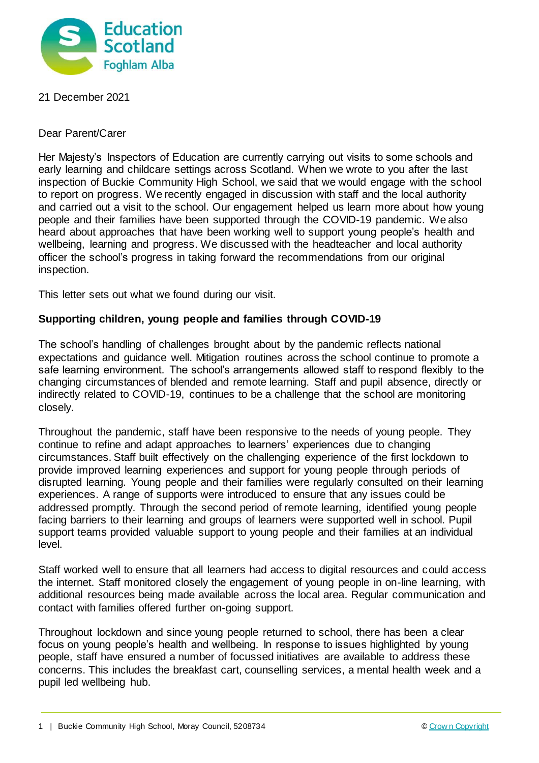21 December 2021

Dear Parent/Carer

Her Majesty's Inspectors of Education are currently carrying out visits to some schools and early learning and childcare settings across Scotland. When we wrote to you after the last inspection of Buckie Community High School, we said that we would engage with the school to report on progress. We recently engaged in discussion with staff and the local authority and carried out a visit to the school. Our engagement helped us learn more about how young people and their families have been supported through the COVID-19 pandemic. We also heard about approaches that have been working well to support young people's health and wellbeing, learning and progress. We discussed with the headteacher and local authority officer the school's progress in taking forward the recommendations from our original inspection.

This letter sets out what we found during our visit.

**Supporting children, young people and families through COVID-19**

The school's handling of challenges brought about by the pandemic reflects national expectations and guidance well. Mitigation routines across the school continue to promote a safe learning environment. The school's arrangements allowed staff to respond flexibly to the changing circumstances of blended and remote learning. Staff and pupil absence, directly or indirectly related to COVID-19, continues to be a challenge that the school are monitoring closely.

Throughout the pandemic, staff have been responsive to the needs of young people. They continue to refine and adapt approaches to learners' experiences due to changing circumstances. Staff built effectively on the challenging experience of the first lockdown to provide improved learning experiences and support for young people through periods of disrupted learning. Young people and their families were regularly consulted on their learning experiences. A range of supports were introduced to ensure that any issues could be addressed promptly. Through the second period of remote learning, identified young people facing barriers to their learning and groups of learners were supported well in school. Pupil support teams provided valuable support to young people and their families at an individual level.

Staff worked well to ensure that all learners had access to digital resources and could access the internet. Staff monitored closely the engagement of young people in on-line learning, with additional resources being made available across the local area. Regular communication and contact with families offered further on-going support.

Throughout lockdown and since young people returned to school, there has been a clear focus on young people's health and wellbeing. In response to issues highlighted by young people, staff have ensured a number of focussed initiatives are available to address these concerns. This includes the breakfast cart, counselling services, a mental health week and a pupil led wellbeing hub.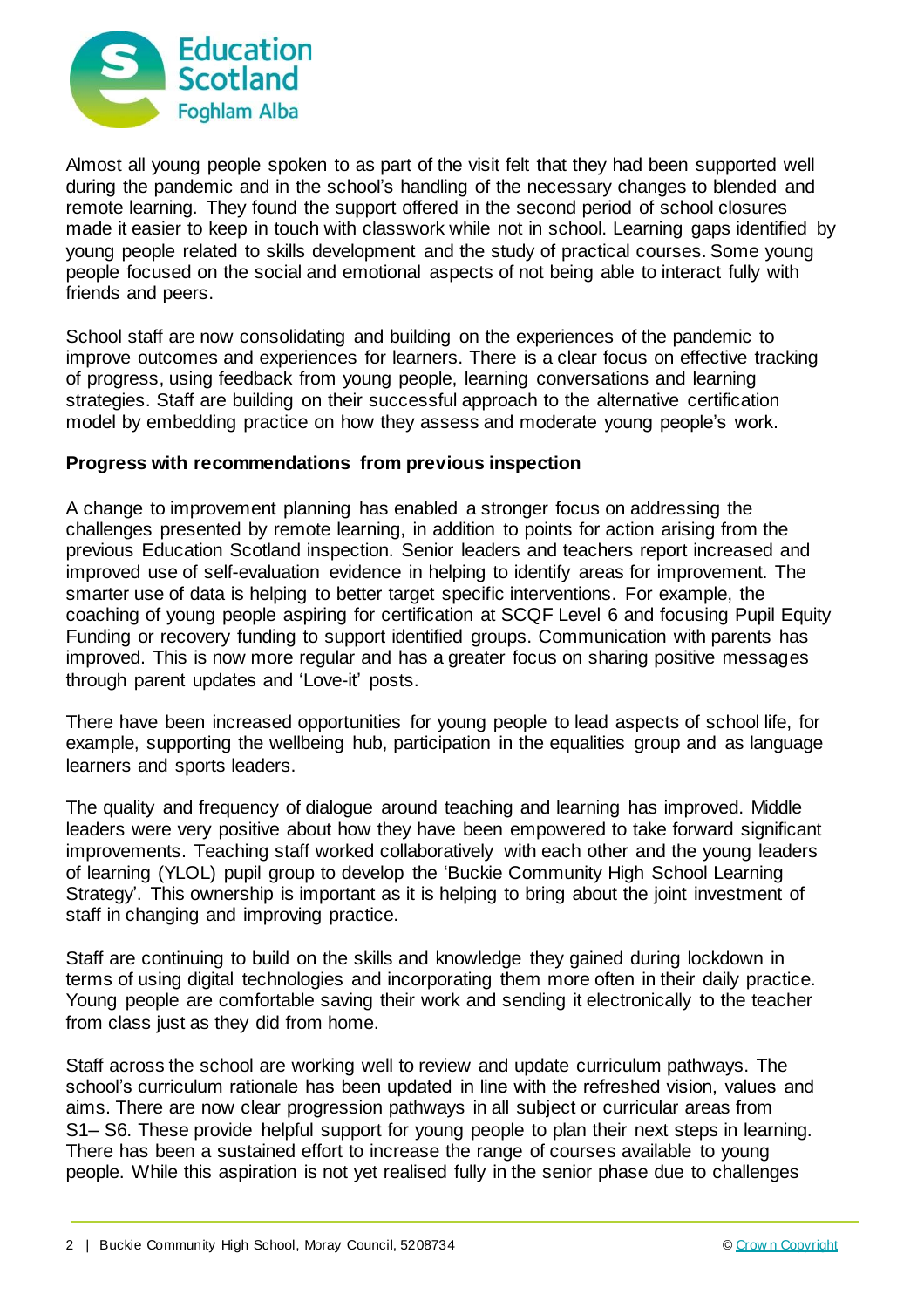Almost all young people spoken to as part of the visit felt that they had been supported well during the pandemic and in the school's handling of the necessary changes to blended and remote learning. They found the support offered in the second period of school closures made it easier to keep in touch with classwork while not in school. Learning gaps identified by young people related to skills development and the study of practical courses. Some young people focused on the social and emotional aspects of not being able to interact fully with friends and peers.

School staff are now consolidating and building on the experiences of the pandemic to improve outcomes and experiences for learners. There is a clear focus on effective tracking of progress, using feedback from young people, learning conversations and learning strategies. Staff are building on their successful approach to the alternative certification model by embedding practice on how they assess and moderate young people's work.

**Progress with recommendations from previous inspection**

A change to improvement planning has enabled a stronger focus on addressing the challenges presented by remote learning, in addition to points for action arising from the previous Education Scotland inspection. Senior leaders and teachers report increased and improved use of self-evaluation evidence in helping to identify areas for improvement. The smarter use of data is helping to better target specific interventions. For example, the coaching of young people aspiring for certification at SCQF Level 6 and focusing Pupil Equity Funding or recovery funding to support identified groups. Communication with parents has improved. This is now more regular and has a greater focus on sharing positive messages through parent updates and 'Love-it' posts.

There have been increased opportunities for young people to lead aspects of school life, for example, supporting the wellbeing hub, participation in the equalities group and as language learners and sports leaders.

The quality and frequency of dialogue around teaching and learning has improved. Middle leaders were very positive about how they have been empowered to take forward significant improvements. Teaching staff worked collaboratively with each other and the young leaders of learning (YLOL) pupil group to develop the 'Buckie Community High School Learning Strategy'. This ownership is important as it is helping to bring about the joint investment of staff in changing and improving practice.

Staff are continuing to build on the skills and knowledge they gained during lockdown in terms of using digital technologies and incorporating them more often in their daily practice. Young people are comfortable saving their work and sending it electronically to the teacher from class just as they did from home.

Staff across the school are working well to review and update curriculum pathways. The school's curriculum rationale has been updated in line with the refreshed vision, values and aims. There are now clear progression pathways in all subject or curricular areas from S1– S6. These provide helpful support for young people to plan their next steps in learning. There has been a sustained effort to increase the range of courses available to young people. While this aspiration is not yet realised fully in the senior phase due to challenges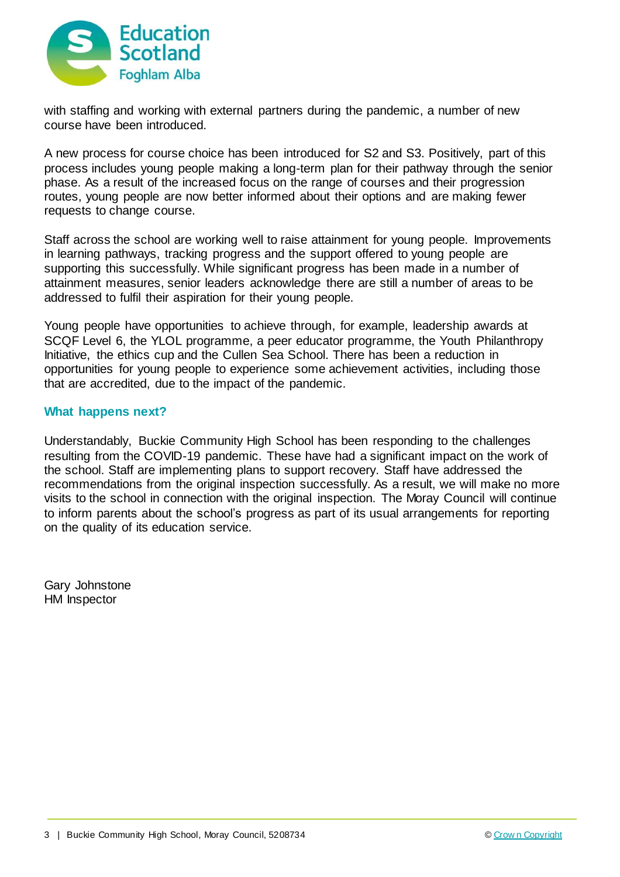with staffing and working with external partners during the pandemic, a number of new course have been introduced.

A new process for course choice has been introduced for S2 and S3. Positively, part of this process includes young people making a long-term plan for their pathway through the senior phase. As a result of the increased focus on the range of courses and their progression routes, young people are now better informed about their options and are making fewer requests to change course.

Staff across the school are working well to raise attainment for young people. Improvements in learning pathways, tracking progress and the support offered to young people are supporting this successfully. While significant progress has been made in a number of attainment measures, senior leaders acknowledge there are still a number of areas to be addressed to fulfil their aspiration for their young people.

Young people have opportunities to achieve through, for example, leadership awards at SCQF Level 6, the YLOL programme, a peer educator programme, the Youth Philanthropy Initiative, the ethics cup and the Cullen Sea School. There has been a reduction in opportunities for young people to experience some achievement activities, including those that are accredited, due to the impact of the pandemic.

## What happens next?

Understandably, Buckie Community High School has been responding to the challenges resulting from the COVID-19 pandemic. These have had a significant impact on the work of the school. Staff are implementing plans to support recovery. Staff have addressed the recommendations from the original inspection successfully. As a result, we will make no more visits to the school in connection with the original inspection. The Moray Council will continue to inform parents about the school's progress as part of its usual arrangements for reporting on the quality of its education service.

Gary Johnstone
HM Inspector